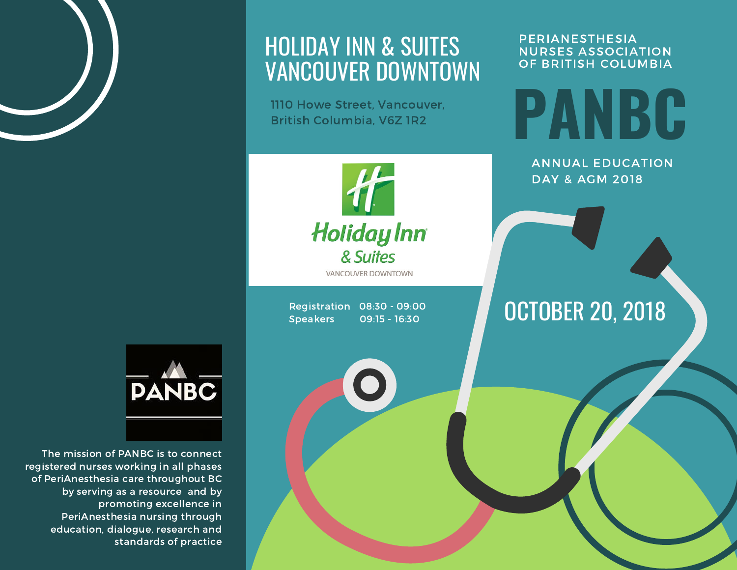# PANBC

## PERIANESTHESIA NURSES ASSOCIATION OF BRITISH COLUMBIA

### ANNUAL EDUCATION DAY & AGM 2018

## OCTOBER 20, 2018

## HOLIDAY INN & SUITES VANCOUVER DOWNTOWN

1110 Howe Street, Vancouver, British Columbia, V6Z 1R2

Holiday Inn & Suites
VANCOUVER DOWNTOWN

| | |
|---|---|
| Registration | 08:30 - 09:00 |
| Speakers | 09:15 - 16:30 |

PANBC

The mission of PANBC is to connect registered nurses working in all phases of PeriAnesthesia care throughout BC by serving as a resource and by promoting excellence in PeriAnesthesia nursing through education, dialogue, research and standards of practice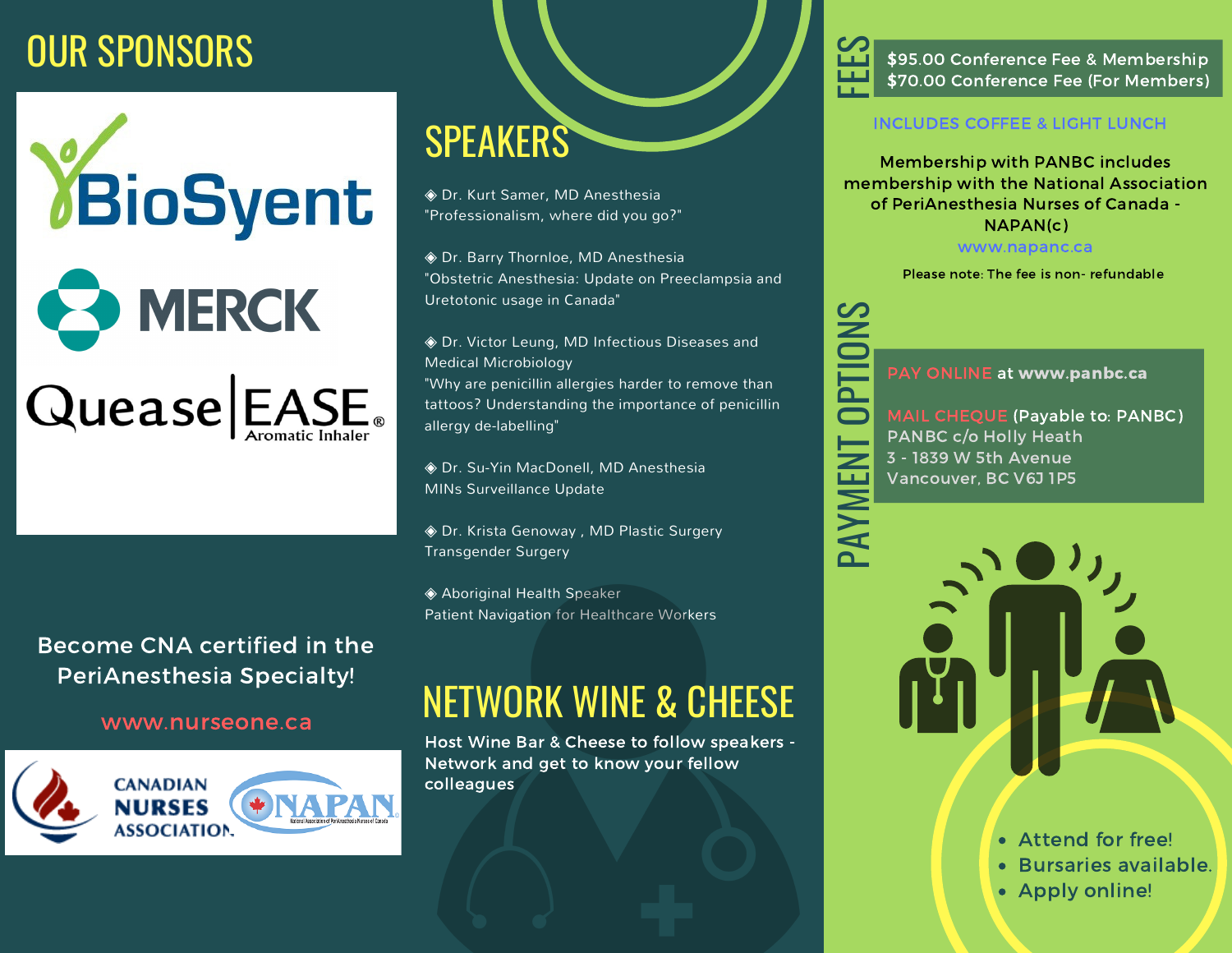# OUR SPONSORS

BioSyent

MERCK

QueaseEASE Aromatic Inhaler

Become CNA certified in the PeriAnesthesia Specialty!

www.nurseone.ca

CANADIAN NURSES ASSOCIATION

NAPAN National Association of PeriAnesthesia Nurses of Canada

# SPEAKERS

◈ Dr. Kurt Samer, MD Anesthesia
"Professionalism, where did you go?"

◈ Dr. Barry Thornloe, MD Anesthesia
"Obstetric Anesthesia: Update on Preeclampsia and Uretotonic usage in Canada"

◈ Dr. Victor Leung, MD Infectious Diseases and Medical Microbiology
"Why are penicillin allergies harder to remove than tattoos? Understanding the importance of penicillin allergy de-labelling"

◈ Dr. Su-Yin MacDonell, MD Anesthesia
MINs Surveillance Update

◈ Dr. Krista Genoway , MD Plastic Surgery
Transgender Surgery

◈ Aboriginal Health Speaker
Patient Navigation for Healthcare Workers

# NETWORK WINE & CHEESE

**Host Wine Bar & Cheese to follow speakers - Network and get to know your fellow colleagues**

# FEES

$95.00 Conference Fee & Membership
$70.00 Conference Fee (For Members)

INCLUDES COFFEE & LIGHT LUNCH

**Membership with PANBC includes membership with the National Association of PeriAnesthesia Nurses of Canada - NAPAN(c)**

www.napanc.ca

**Please note: The fee is non- refundable**

# PAYMENT OPTIONS

PAY ONLINE at **www.panbc.ca**

MAIL CHEQUE (Payable to: PANBC)
PANBC c/o Holly Heath
3 - 1839 W 5th Avenue
Vancouver, BC V6J 1P5

- Attend for free!
- Bursaries available.
- Apply online!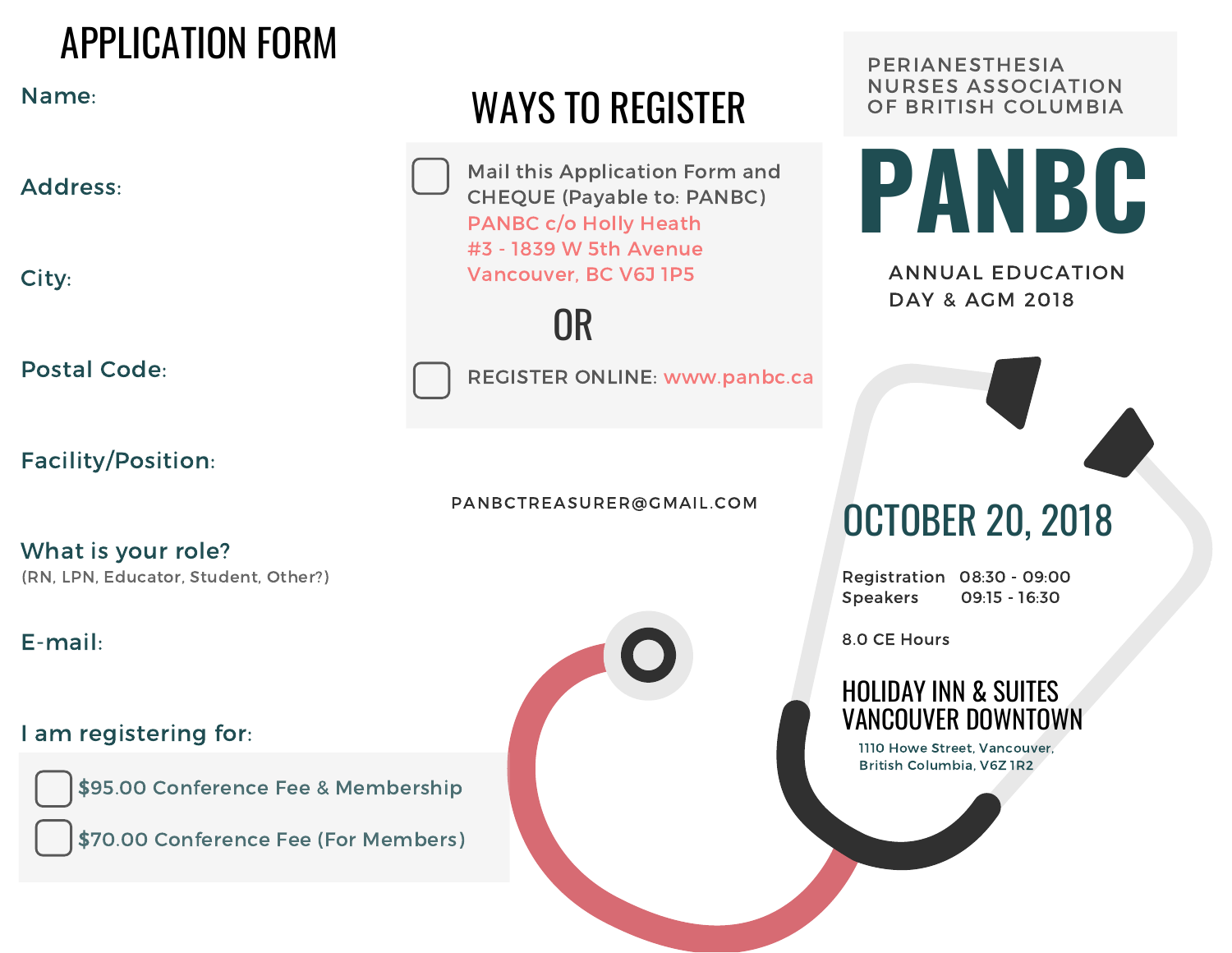# APPLICATION FORM

Name:

Address:

City:

Postal Code:

Facility/Position:

What is your role?
(RN, LPN, Educator, Student, Other?)

E-mail:

I am registering for:

- ☐ $95.00 Conference Fee & Membership
- ☐ $70.00 Conference Fee (For Members)

## WAYS TO REGISTER

- ☐ Mail this Application Form and CHEQUE (Payable to: PANBC)
  PANBC c/o Holly Heath
  #3 - 1839 W 5th Avenue
  Vancouver, BC V6J 1P5

OR

- ☐ REGISTER ONLINE: www.panbc.ca

PANBCTREASURER@GMAIL.COM

PERIANESTHESIA NURSES ASSOCIATION OF BRITISH COLUMBIA

# PANBC

ANNUAL EDUCATION DAY & AGM 2018

## OCTOBER 20, 2018

Registration 08:30 - 09:00
Speakers 09:15 - 16:30

8.0 CE Hours

### HOLIDAY INN & SUITES VANCOUVER DOWNTOWN

1110 Howe Street, Vancouver, British Columbia, V6Z 1R2